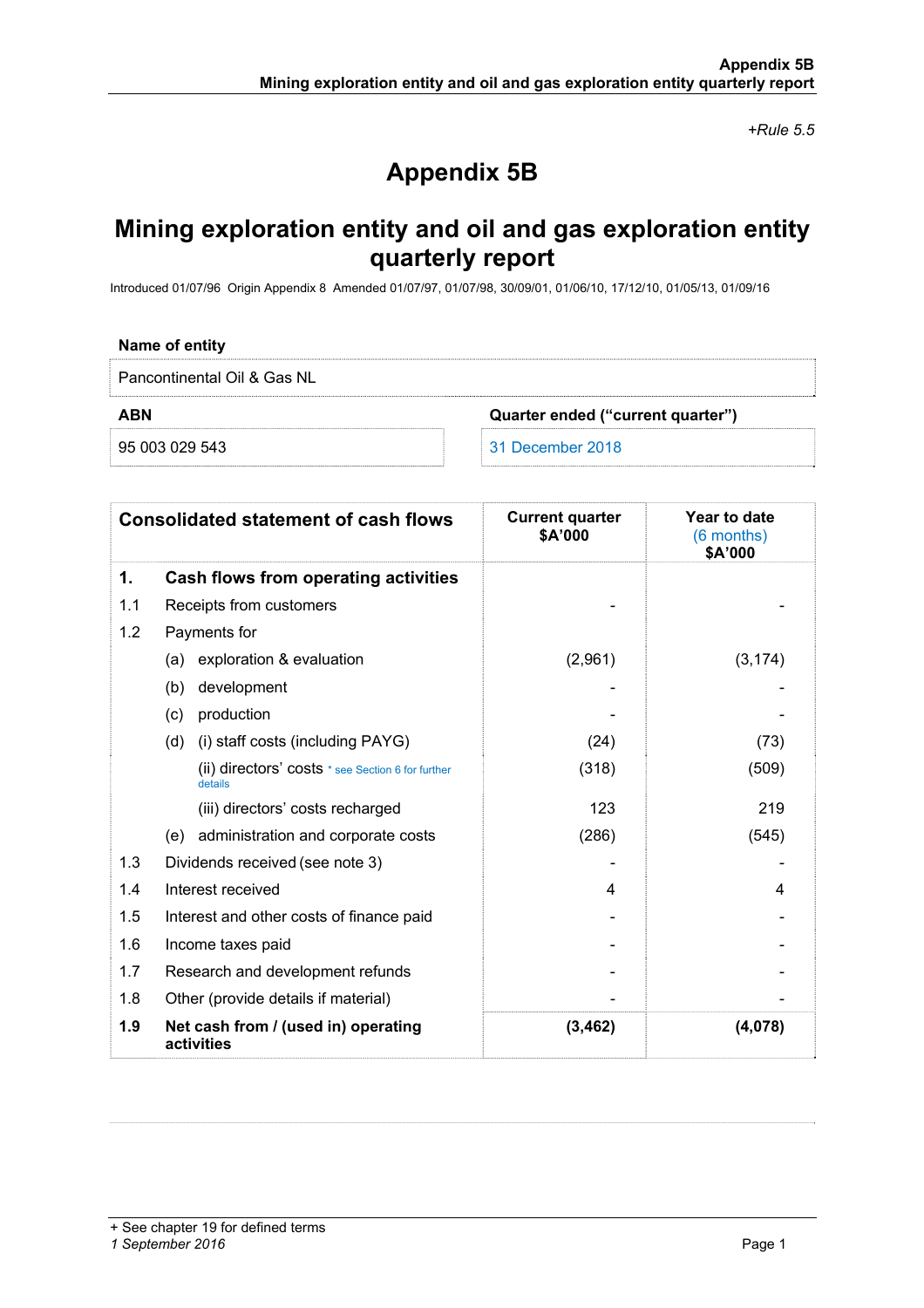*+Rule 5.5*

# Appendix 5B

## Mining exploration entity and oil and gas exploration entity quarterly report

Introduced 01/07/96 Origin Appendix 8 Amended 01/07/97, 01/07/98, 30/09/01, 01/06/10, 17/12/10, 01/05/13, 01/09/16

| Name of entity | |
|---|---|
| Pancontinental Oil & Gas NL | |
| **ABN** | **Quarter ended ("current quarter")** |
| 95 003 029 543 | 31 December 2018 |

| | **Consolidated statement of cash flows** | **Current quarter $A'000** | **Year to date (6 months) $A'000** |
|---|---|---|---|
| **1.** | **Cash flows from operating activities** | | |
| 1.1 | Receipts from customers | - | - |
| 1.2 | Payments for | | |
| | (a) exploration & evaluation | (2,961) | (3,174) |
| | (b) development | - | - |
| | (c) production | - | - |
| | (d) (i) staff costs (including PAYG) | (24) | (73) |
| | (ii) directors' costs * see Section 6 for further details | (318) | (509) |
| | (iii) directors' costs recharged | 123 | 219 |
| | (e) administration and corporate costs | (286) | (545) |
| 1.3 | Dividends received (see note 3) | - | - |
| 1.4 | Interest received | 4 | 4 |
| 1.5 | Interest and other costs of finance paid | - | - |
| 1.6 | Income taxes paid | - | - |
| 1.7 | Research and development refunds | - | - |
| 1.8 | Other (provide details if material) | - | - |
| **1.9** | **Net cash from / (used in) operating activities** | **(3,462)** | **(4,078)** |

+ See chapter 19 for defined terms
*1 September 2016*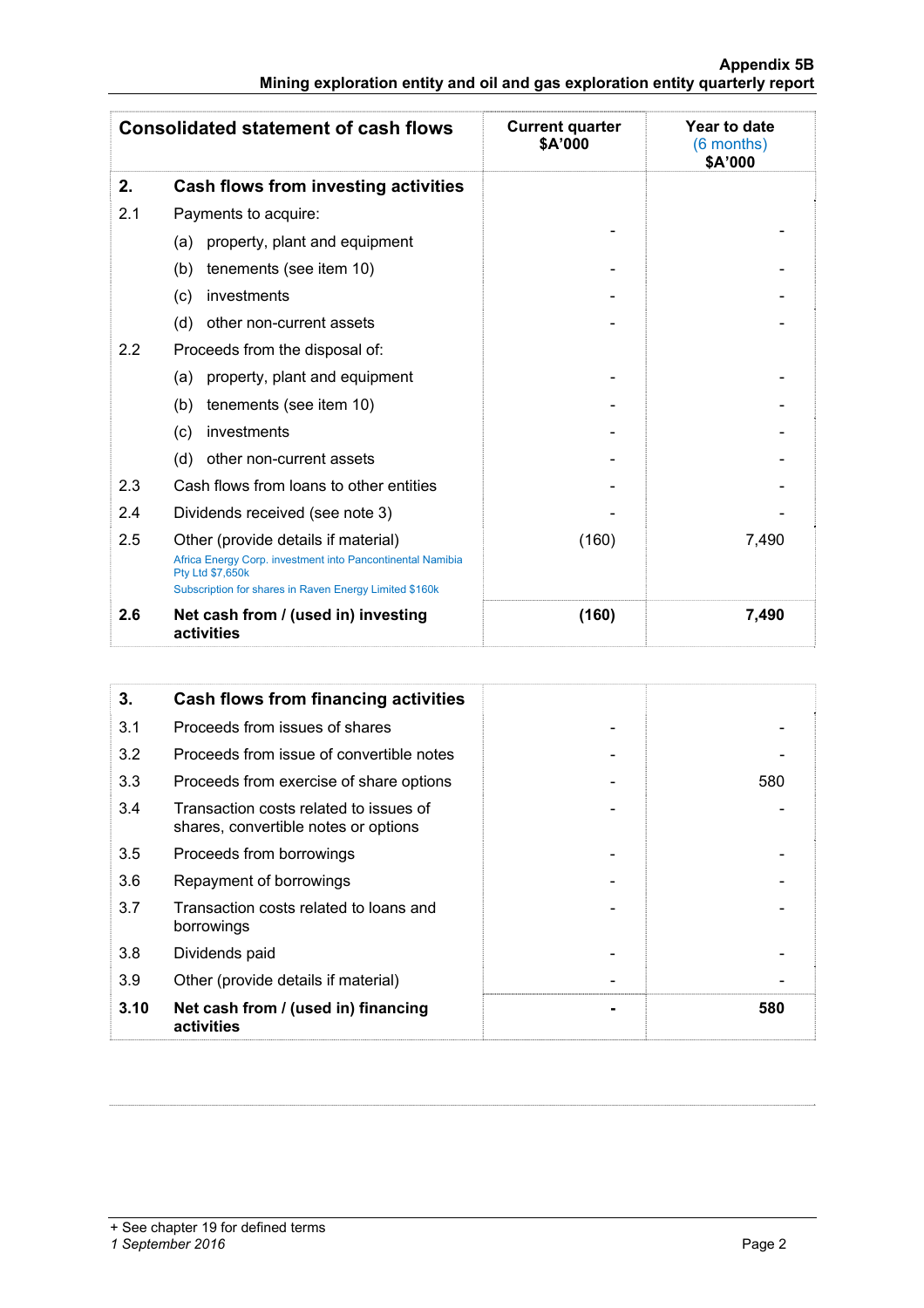**Appendix 5B**
**Mining exploration entity and oil and gas exploration entity quarterly report**

| Consolidated statement of cash flows | | Current quarter $A'000 | Year to date (6 months) $A'000 |
|---|---|---|---|
| **2.** | **Cash flows from investing activities** | | |
| 2.1 | Payments to acquire: | | |
| | (a) property, plant and equipment | - | - |
| | (b) tenements (see item 10) | - | - |
| | (c) investments | - | - |
| | (d) other non-current assets | - | - |
| 2.2 | Proceeds from the disposal of: | | |
| | (a) property, plant and equipment | - | - |
| | (b) tenements (see item 10) | - | - |
| | (c) investments | - | - |
| | (d) other non-current assets | - | - |
| 2.3 | Cash flows from loans to other entities | - | - |
| 2.4 | Dividends received (see note 3) | - | - |
| 2.5 | Other (provide details if material) Africa Energy Corp. investment into Pancontinental Namibia Pty Ltd $7,650k Subscription for shares in Raven Energy Limited $160k | (160) | 7,490 |
| **2.6** | **Net cash from / (used in) investing activities** | **(160)** | **7,490** |

| | | Current quarter $A'000 | Year to date (6 months) $A'000 |
|---|---|---|---|
| **3.** | **Cash flows from financing activities** | | |
| 3.1 | Proceeds from issues of shares | - | - |
| 3.2 | Proceeds from issue of convertible notes | - | - |
| 3.3 | Proceeds from exercise of share options | - | 580 |
| 3.4 | Transaction costs related to issues of shares, convertible notes or options | - | - |
| 3.5 | Proceeds from borrowings | - | - |
| 3.6 | Repayment of borrowings | - | - |
| 3.7 | Transaction costs related to loans and borrowings | - | - |
| 3.8 | Dividends paid | - | - |
| 3.9 | Other (provide details if material) | - | - |
| **3.10** | **Net cash from / (used in) financing activities** | **-** | **580** |

+ See chapter 19 for defined terms
*1 September 2016*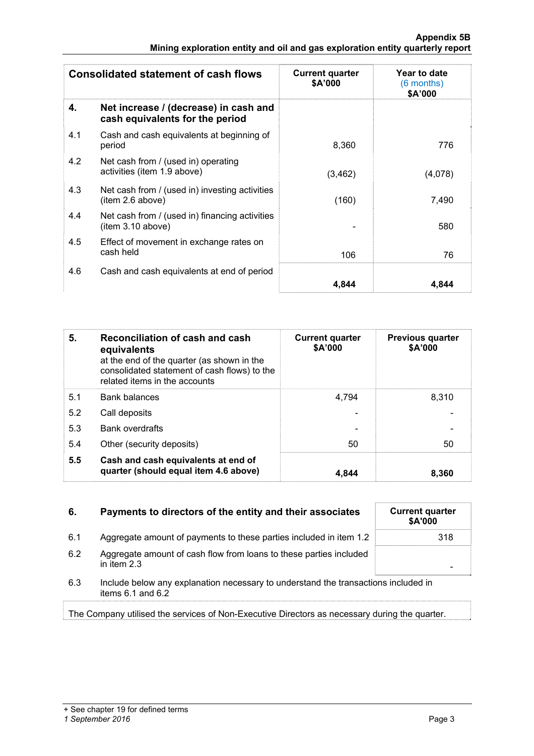| Consolidated statement of cash flows | | Current quarter $A'000 | Year to date (6 months) $A'000 |
|---|---|---|---|
| **4.** | **Net increase / (decrease) in cash and cash equivalents for the period** | | |
| 4.1 | Cash and cash equivalents at beginning of period | 8,360 | 776 |
| 4.2 | Net cash from / (used in) operating activities (item 1.9 above) | (3,462) | (4,078) |
| 4.3 | Net cash from / (used in) investing activities (item 2.6 above) | (160) | 7,490 |
| 4.4 | Net cash from / (used in) financing activities (item 3.10 above) | - | 580 |
| 4.5 | Effect of movement in exchange rates on cash held | 106 | 76 |
| 4.6 | Cash and cash equivalents at end of period | **4,844** | **4,844** |

| **5.** | **Reconciliation of cash and cash equivalents** at the end of the quarter (as shown in the consolidated statement of cash flows) to the related items in the accounts | Current quarter $A'000 | Previous quarter $A'000 |
|---|---|---|---|
| 5.1 | Bank balances | 4,794 | 8,310 |
| 5.2 | Call deposits | - | - |
| 5.3 | Bank overdrafts | - | - |
| 5.4 | Other (security deposits) | 50 | 50 |
| **5.5** | **Cash and cash equivalents at end of quarter (should equal item 4.6 above)** | **4,844** | **8,360** |

| **6.** | **Payments to directors of the entity and their associates** | Current quarter $A'000 |
|---|---|---|
| 6.1 | Aggregate amount of payments to these parties included in item 1.2 | 318 |
| 6.2 | Aggregate amount of cash flow from loans to these parties included in item 2.3 | - |

6.3 Include below any explanation necessary to understand the transactions included in items 6.1 and 6.2

The Company utilised the services of Non-Executive Directors as necessary during the quarter.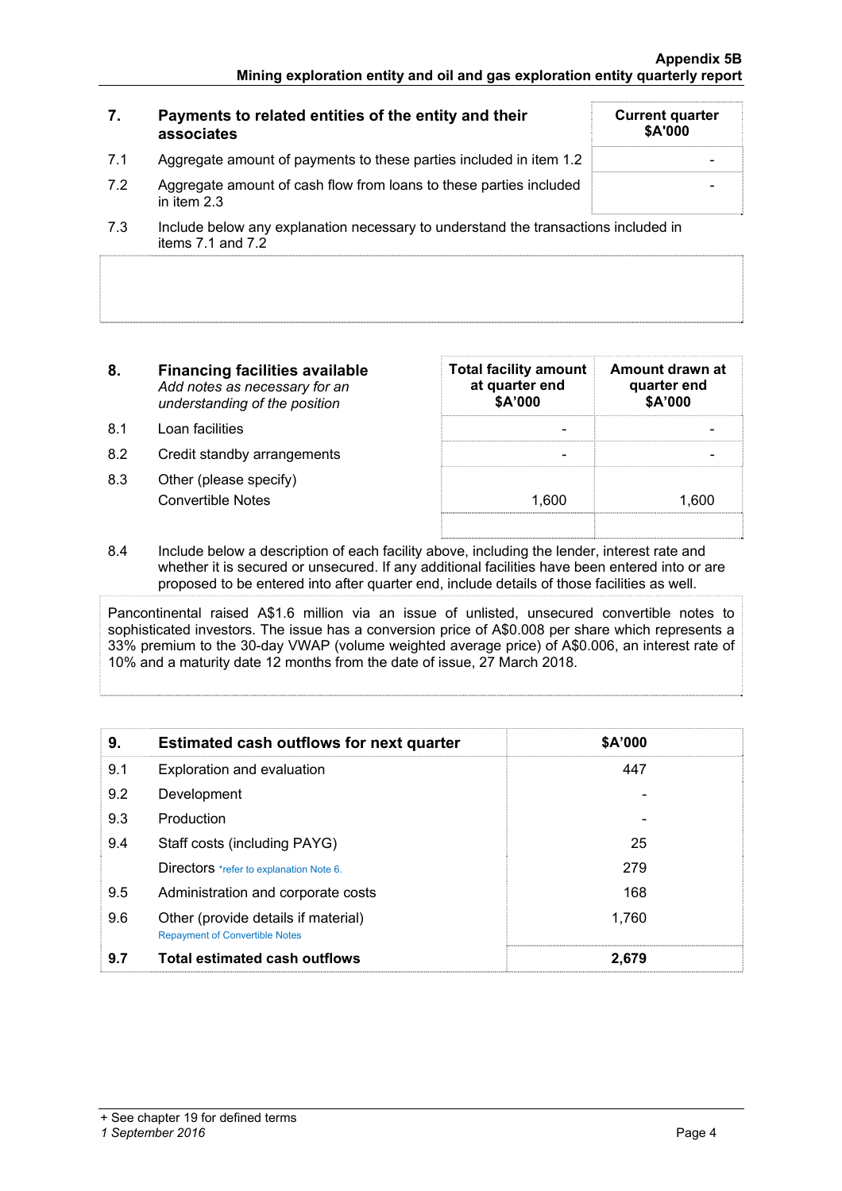| 7. | Payments to related entities of the entity and their associates | Current quarter $A'000 |
|---|---|---|
| 7.1 | Aggregate amount of payments to these parties included in item 1.2 | - |
| 7.2 | Aggregate amount of cash flow from loans to these parties included in item 2.3 | - |
| 7.3 | Include below any explanation necessary to understand the transactions included in items 7.1 and 7.2 | |

| 8. | **Financing facilities available** *Add notes as necessary for an understanding of the position* | Total facility amount at quarter end $A'000 | Amount drawn at quarter end $A'000 |
|---|---|---|---|
| 8.1 | Loan facilities | - | - |
| 8.2 | Credit standby arrangements | - | - |
| 8.3 | Other (please specify) Convertible Notes | 1,600 | 1,600 |

8.4 Include below a description of each facility above, including the lender, interest rate and whether it is secured or unsecured. If any additional facilities have been entered into or are proposed to be entered into after quarter end, include details of those facilities as well.

Pancontinental raised A$1.6 million via an issue of unlisted, unsecured convertible notes to sophisticated investors. The issue has a conversion price of A$0.008 per share which represents a 33% premium to the 30-day VWAP (volume weighted average price) of A$0.006, an interest rate of 10% and a maturity date 12 months from the date of issue, 27 March 2018.

| 9. | Estimated cash outflows for next quarter | $A'000 |
|---|---|---|
| 9.1 | Exploration and evaluation | 447 |
| 9.2 | Development | - |
| 9.3 | Production | - |
| 9.4 | Staff costs (including PAYG) | 25 |
| | Directors *refer to explanation Note 6. | 279 |
| 9.5 | Administration and corporate costs | 168 |
| 9.6 | Other (provide details if material) Repayment of Convertible Notes | 1,760 |
| **9.7** | **Total estimated cash outflows** | **2,679** |

+ See chapter 19 for defined terms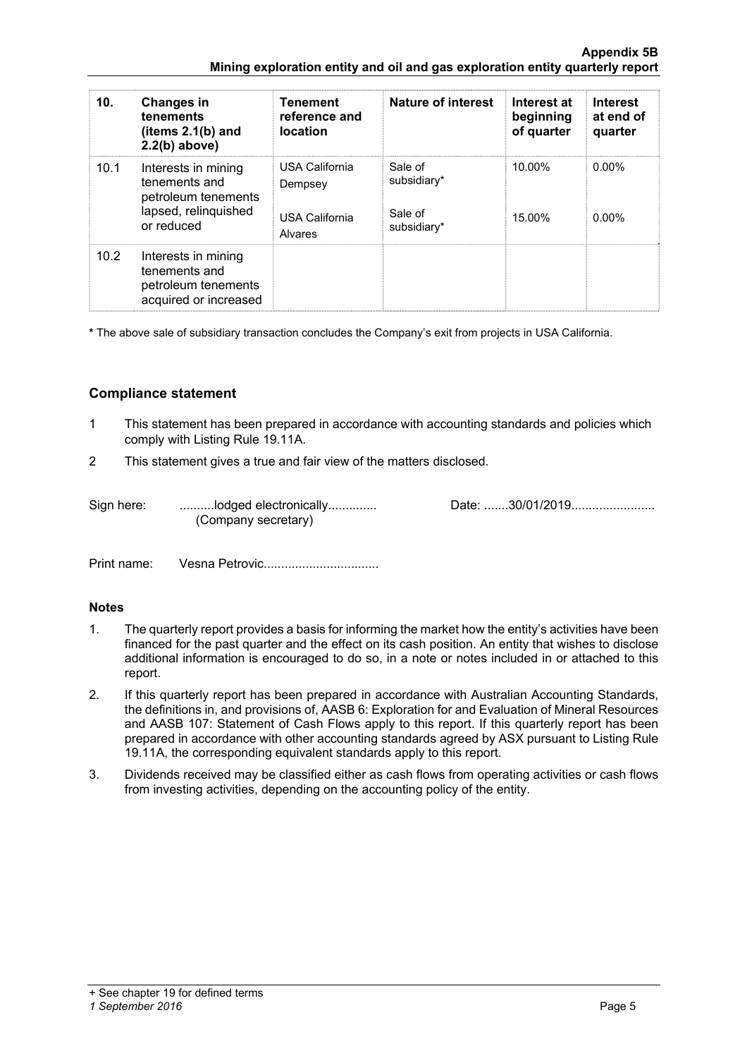| 10. | Changes in tenements (items 2.1(b) and 2.2(b) above) | Tenement reference and location | Nature of interest | Interest at beginning of quarter | Interest at end of quarter |
|---|---|---|---|---|---|
| 10.1 | Interests in mining tenements and petroleum tenements lapsed, relinquished or reduced | USA California Dempsey | Sale of subsidiary* | 10.00% | 0.00% |
| | | USA California Alvares | Sale of subsidiary* | 15.00% | 0.00% |
| 10.2 | Interests in mining tenements and petroleum tenements acquired or increased | | | | |

**\*** The above sale of subsidiary transaction concludes the Company's exit from projects in USA California.

## Compliance statement

1 This statement has been prepared in accordance with accounting standards and policies which comply with Listing Rule 19.11A.

2 This statement gives a true and fair view of the matters disclosed.

Sign here: ..........lodged electronically............. (Company secretary)

Date: .......30/01/2019........................

Print name: Vesna Petrovic................................

### Notes

1. The quarterly report provides a basis for informing the market how the entity's activities have been financed for the past quarter and the effect on its cash position. An entity that wishes to disclose additional information is encouraged to do so, in a note or notes included in or attached to this report.
2. If this quarterly report has been prepared in accordance with Australian Accounting Standards, the definitions in, and provisions of, AASB 6: Exploration for and Evaluation of Mineral Resources and AASB 107: Statement of Cash Flows apply to this report. If this quarterly report has been prepared in accordance with other accounting standards agreed by ASX pursuant to Listing Rule 19.11A, the corresponding equivalent standards apply to this report.
3. Dividends received may be classified either as cash flows from operating activities or cash flows from investing activities, depending on the accounting policy of the entity.